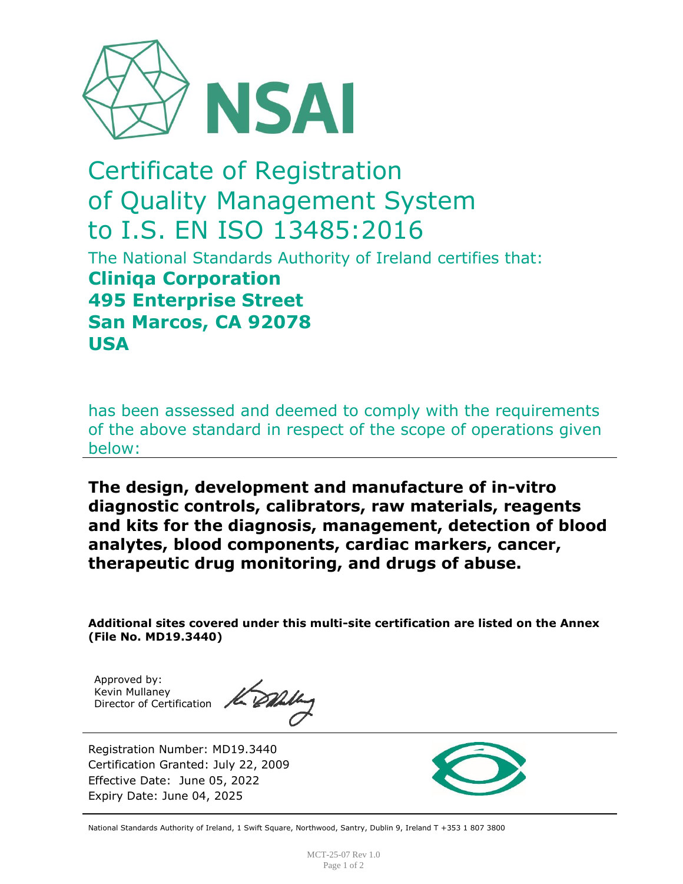NSAI

# Certificate of Registration of Quality Management System to I.S. EN ISO 13485:2016

The National Standards Authority of Ireland certifies that:

**Cliniqa Corporation**
**495 Enterprise Street**
**San Marcos, CA 92078**
**USA**

has been assessed and deemed to comply with the requirements of the above standard in respect of the scope of operations given below:

**The design, development and manufacture of in-vitro diagnostic controls, calibrators, raw materials, reagents and kits for the diagnosis, management, detection of blood analytes, blood components, cardiac markers, cancer, therapeutic drug monitoring, and drugs of abuse.**

**Additional sites covered under this multi-site certification are listed on the Annex (File No. MD19.3440)**

Approved by:
Kevin Mullaney
Director of Certification

Registration Number: MD19.3440
Certification Granted: July 22, 2009
Effective Date: June 05, 2022
Expiry Date: June 04, 2025

National Standards Authority of Ireland, 1 Swift Square, Northwood, Santry, Dublin 9, Ireland T +353 1 807 3800

MCT-25-07 Rev 1.0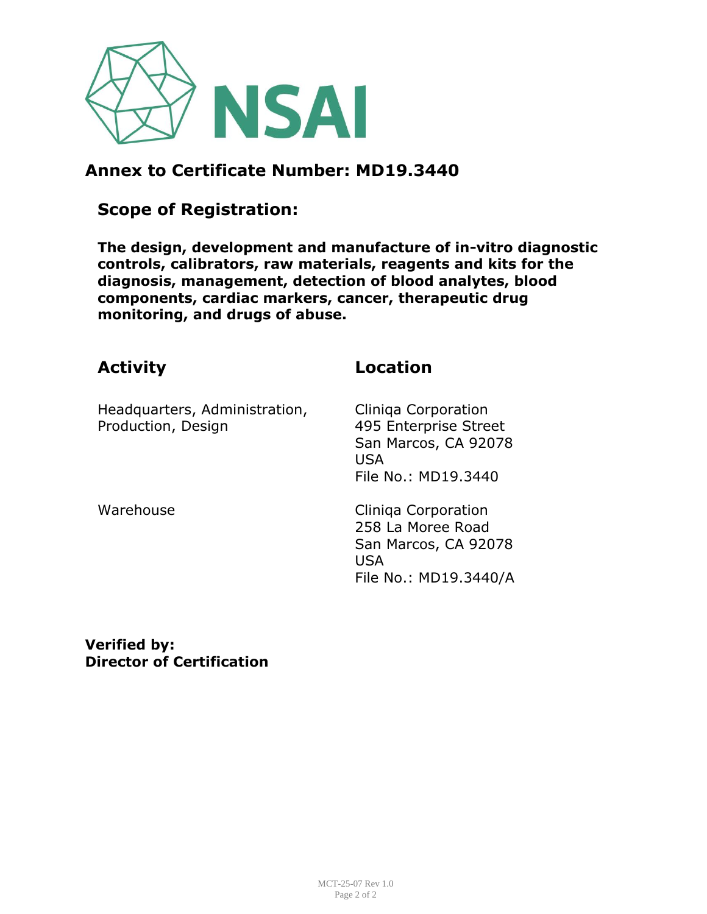NSAI

# Annex to Certificate Number: MD19.3440

## Scope of Registration:

**The design, development and manufacture of in-vitro diagnostic controls, calibrators, raw materials, reagents and kits for the diagnosis, management, detection of blood analytes, blood components, cardiac markers, cancer, therapeutic drug monitoring, and drugs of abuse.**

| Activity | Location |
|---|---|
| Headquarters, Administration, Production, Design | Cliniqa Corporation<br>495 Enterprise Street<br>San Marcos, CA 92078<br>USA<br>File No.: MD19.3440 |
| Warehouse | Cliniqa Corporation<br>258 La Moree Road<br>San Marcos, CA 92078<br>USA<br>File No.: MD19.3440/A |

**Verified by:**
**Director of Certification**

MCT-25-07 Rev 1.0